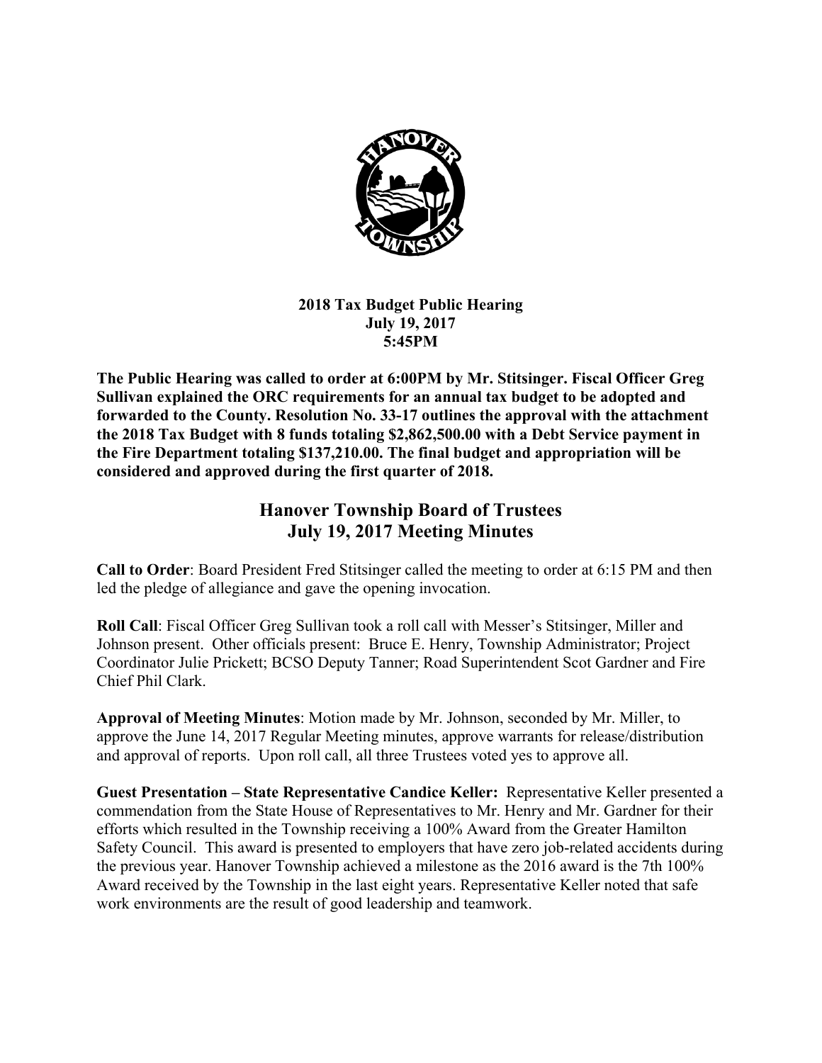**2018 Tax Budget Public Hearing**
**July 19, 2017**
**5:45PM**

**The Public Hearing was called to order at 6:00PM by Mr. Stitsinger. Fiscal Officer Greg Sullivan explained the ORC requirements for an annual tax budget to be adopted and forwarded to the County. Resolution No. 33-17 outlines the approval with the attachment the 2018 Tax Budget with 8 funds totaling $2,862,500.00 with a Debt Service payment in the Fire Department totaling $137,210.00. The final budget and appropriation will be considered and approved during the first quarter of 2018.**

# Hanover Township Board of Trustees
# July 19, 2017 Meeting Minutes

**Call to Order**: Board President Fred Stitsinger called the meeting to order at 6:15 PM and then led the pledge of allegiance and gave the opening invocation.

**Roll Call**: Fiscal Officer Greg Sullivan took a roll call with Messer's Stitsinger, Miller and Johnson present. Other officials present: Bruce E. Henry, Township Administrator; Project Coordinator Julie Prickett; BCSO Deputy Tanner; Road Superintendent Scot Gardner and Fire Chief Phil Clark.

**Approval of Meeting Minutes**: Motion made by Mr. Johnson, seconded by Mr. Miller, to approve the June 14, 2017 Regular Meeting minutes, approve warrants for release/distribution and approval of reports. Upon roll call, all three Trustees voted yes to approve all.

**Guest Presentation – State Representative Candice Keller:** Representative Keller presented a commendation from the State House of Representatives to Mr. Henry and Mr. Gardner for their efforts which resulted in the Township receiving a 100% Award from the Greater Hamilton Safety Council. This award is presented to employers that have zero job-related accidents during the previous year. Hanover Township achieved a milestone as the 2016 award is the 7th 100% Award received by the Township in the last eight years. Representative Keller noted that safe work environments are the result of good leadership and teamwork.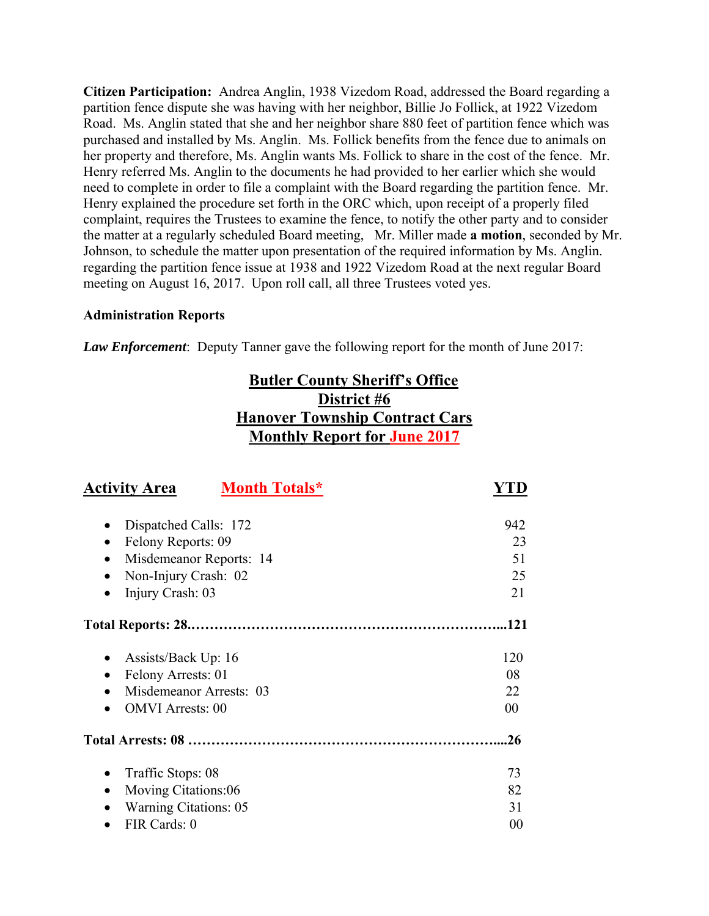**Citizen Participation:** Andrea Anglin, 1938 Vizedom Road, addressed the Board regarding a partition fence dispute she was having with her neighbor, Billie Jo Follick, at 1922 Vizedom Road. Ms. Anglin stated that she and her neighbor share 880 feet of partition fence which was purchased and installed by Ms. Anglin. Ms. Follick benefits from the fence due to animals on her property and therefore, Ms. Anglin wants Ms. Follick to share in the cost of the fence. Mr. Henry referred Ms. Anglin to the documents he had provided to her earlier which she would need to complete in order to file a complaint with the Board regarding the partition fence. Mr. Henry explained the procedure set forth in the ORC which, upon receipt of a properly filed complaint, requires the Trustees to examine the fence, to notify the other party and to consider the matter at a regularly scheduled Board meeting, Mr. Miller made **a motion**, seconded by Mr. Johnson, to schedule the matter upon presentation of the required information by Ms. Anglin. regarding the partition fence issue at 1938 and 1922 Vizedom Road at the next regular Board meeting on August 16, 2017. Upon roll call, all three Trustees voted yes.

**Administration Reports**

***Law Enforcement***: Deputy Tanner gave the following report for the month of June 2017:

**Butler County Sheriff's Office**
**District #6**
**Hanover Township Contract Cars**
**Monthly Report for June 2017**

| Activity Area | Month Totals* | YTD |
|---|---|---|
| • Dispatched Calls: | 172 | 942 |
| • Felony Reports: | 09 | 23 |
| • Misdemeanor Reports: | 14 | 51 |
| • Non-Injury Crash: | 02 | 25 |
| • Injury Crash: | 03 | 21 |
| **Total Reports:** | **28** | **121** |
| • Assists/Back Up: | 16 | 120 |
| • Felony Arrests: | 01 | 08 |
| • Misdemeanor Arrests: | 03 | 22 |
| • OMVI Arrests: | 00 | 00 |
| **Total Arrests:** | **08** | **26** |
| • Traffic Stops: | 08 | 73 |
| • Moving Citations: | 06 | 82 |
| • Warning Citations: | 05 | 31 |
| • FIR Cards: | 0 | 00 |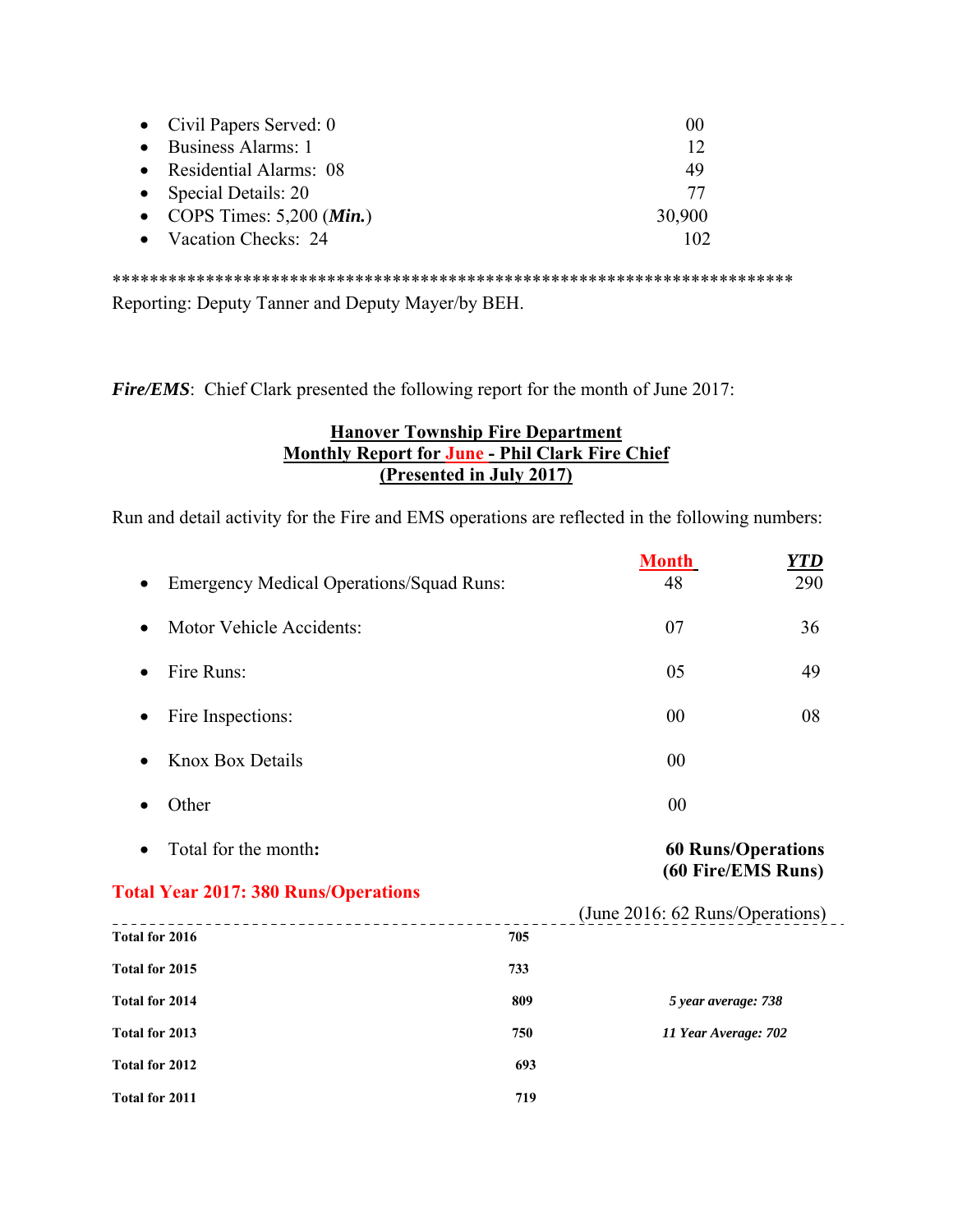- Civil Papers Served: 0 — 00
- Business Alarms: 1 — 12
- Residential Alarms: 08 — 49
- Special Details: 20 — 77
- COPS Times: 5,200 (***Min.***) — 30,900
- Vacation Checks: 24 — 102

\*\*\*\*\*\*\*\*\*\*\*\*\*\*\*\*\*\*\*\*\*\*\*\*\*\*\*\*\*\*\*\*\*\*\*\*\*\*\*\*\*\*\*\*\*\*\*\*\*\*\*\*\*\*\*\*\*\*\*\*\*\*\*\*\*\*\*\*\*\*\*\*

Reporting: Deputy Tanner and Deputy Mayer/by BEH.

***Fire/EMS***: Chief Clark presented the following report for the month of June 2017:

**Hanover Township Fire Department**
**Monthly Report for June - Phil Clark Fire Chief**
**(Presented in July 2017)**

Run and detail activity for the Fire and EMS operations are reflected in the following numbers:

| | **Month** | ***YTD*** |
|---|---|---|
| Emergency Medical Operations/Squad Runs: | 48 | 290 |
| Motor Vehicle Accidents: | 07 | 36 |
| Fire Runs: | 05 | 49 |
| Fire Inspections: | 00 | 08 |
| Knox Box Details | 00 | |
| Other | 00 | |
| Total for the month: | **60 Runs/Operations (60 Fire/EMS Runs)** | |

**Total Year 2017: 380 Runs/Operations**

(June 2016: 62 Runs/Operations)

| | | |
|---|---|---|
| **Total for 2016** | **705** | |
| **Total for 2015** | **733** | |
| **Total for 2014** | **809** | ***5 year average: 738*** |
| **Total for 2013** | **750** | ***11 Year Average: 702*** |
| **Total for 2012** | **693** | |
| **Total for 2011** | **719** | |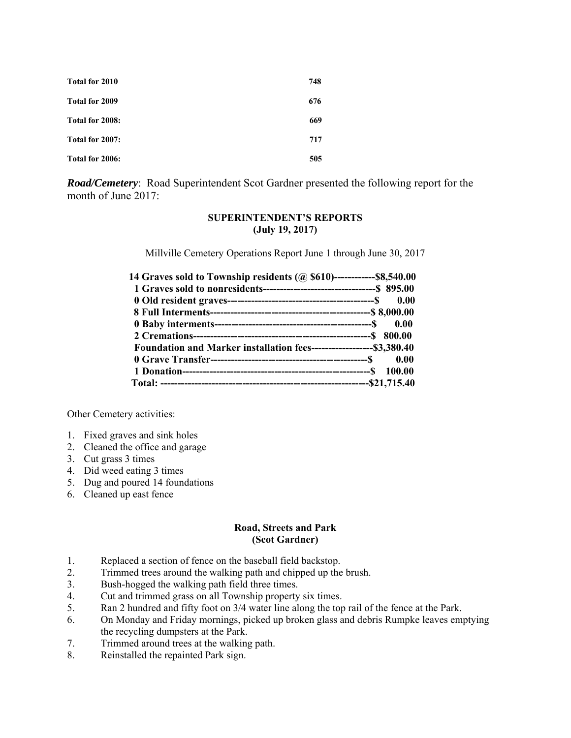| | |
|---|---|
| **Total for 2010** | **748** |
| **Total for 2009** | **676** |
| **Total for 2008:** | **669** |
| **Total for 2007:** | **717** |
| **Total for 2006:** | **505** |

***Road/Cemetery***: Road Superintendent Scot Gardner presented the following report for the month of June 2017:

**SUPERINTENDENT'S REPORTS**
**(July 19, 2017)**

Millville Cemetery Operations Report June 1 through June 30, 2017

**14 Graves sold to Township residents (@ $610)------------$8,540.00**
**1 Graves sold to nonresidents---------------------------------$ 895.00**
**0 Old resident graves------------------------------------------$ 0.00**
**8 Full Interments-----------------------------------------------$ 8,000.00**
**0 Baby interments---------------------------------------------$ 0.00**
**2 Cremations---------------------------------------------------$ 800.00**
**Foundation and Marker installation fees------------------$3,380.40**
**0 Grave Transfer-----------------------------------------------$ 0.00**
**1 Donation------------------------------------------------------$ 100.00**
**Total: ------------------------------------------------------------$21,715.40**

Other Cemetery activities:

1. Fixed graves and sink holes
2. Cleaned the office and garage
3. Cut grass 3 times
4. Did weed eating 3 times
5. Dug and poured 14 foundations
6. Cleaned up east fence

**Road, Streets and Park**
**(Scot Gardner)**

1. Replaced a section of fence on the baseball field backstop.
2. Trimmed trees around the walking path and chipped up the brush.
3. Bush-hogged the walking path field three times.
4. Cut and trimmed grass on all Township property six times.
5. Ran 2 hundred and fifty foot on 3/4 water line along the top rail of the fence at the Park.
6. On Monday and Friday mornings, picked up broken glass and debris Rumpke leaves emptying the recycling dumpsters at the Park.
7. Trimmed around trees at the walking path.
8. Reinstalled the repainted Park sign.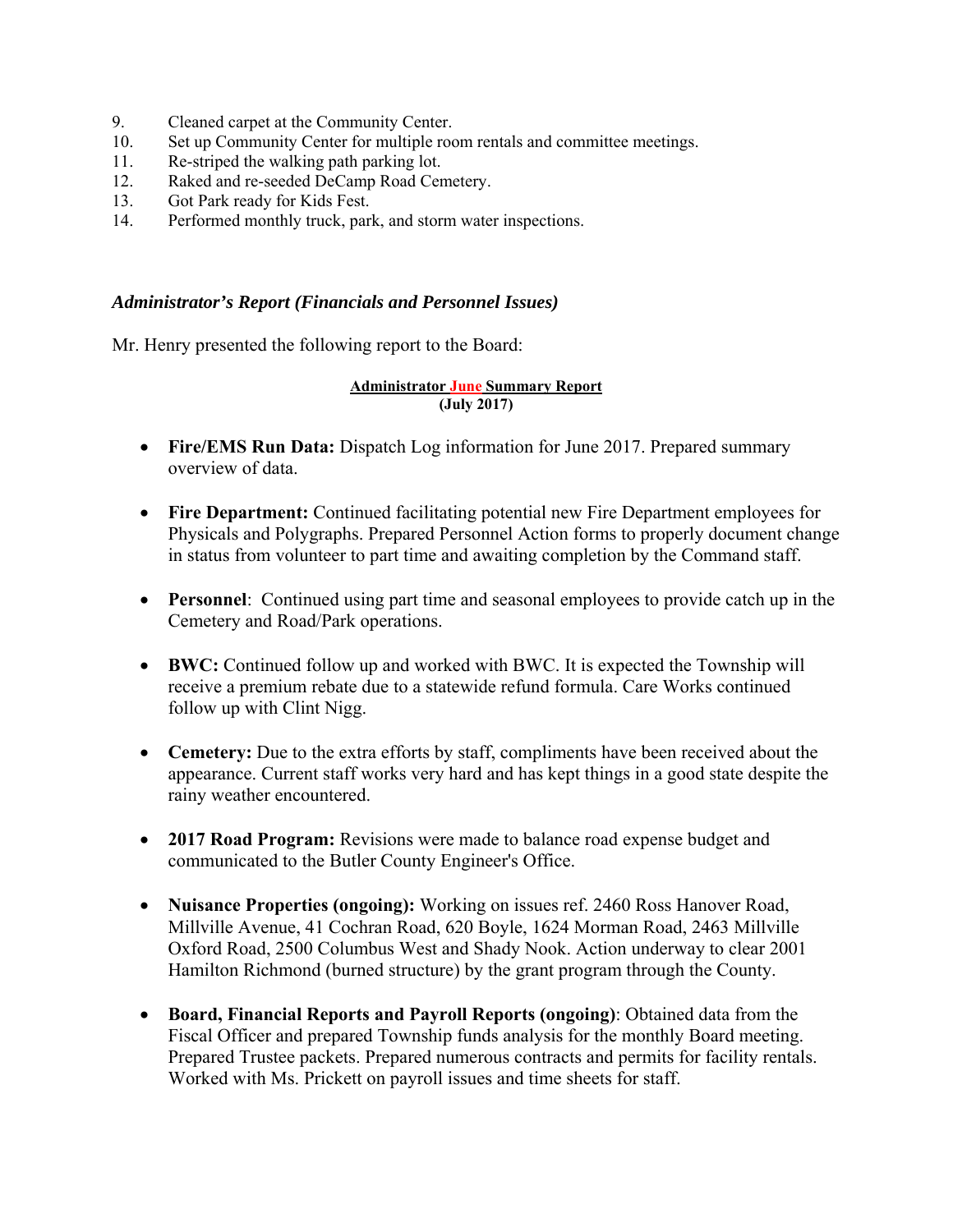9. Cleaned carpet at the Community Center.
10. Set up Community Center for multiple room rentals and committee meetings.
11. Re-striped the walking path parking lot.
12. Raked and re-seeded DeCamp Road Cemetery.
13. Got Park ready for Kids Fest.
14. Performed monthly truck, park, and storm water inspections.

### *Administrator's Report (Financials and Personnel Issues)*

Mr. Henry presented the following report to the Board:

**Administrator June Summary Report**
**(July 2017)**

- **Fire/EMS Run Data:** Dispatch Log information for June 2017. Prepared summary overview of data.

- **Fire Department:** Continued facilitating potential new Fire Department employees for Physicals and Polygraphs. Prepared Personnel Action forms to properly document change in status from volunteer to part time and awaiting completion by the Command staff.

- **Personnel**: Continued using part time and seasonal employees to provide catch up in the Cemetery and Road/Park operations.

- **BWC:** Continued follow up and worked with BWC. It is expected the Township will receive a premium rebate due to a statewide refund formula. Care Works continued follow up with Clint Nigg.

- **Cemetery:** Due to the extra efforts by staff, compliments have been received about the appearance. Current staff works very hard and has kept things in a good state despite the rainy weather encountered.

- **2017 Road Program:** Revisions were made to balance road expense budget and communicated to the Butler County Engineer's Office.

- **Nuisance Properties (ongoing):** Working on issues ref. 2460 Ross Hanover Road, Millville Avenue, 41 Cochran Road, 620 Boyle, 1624 Morman Road, 2463 Millville Oxford Road, 2500 Columbus West and Shady Nook. Action underway to clear 2001 Hamilton Richmond (burned structure) by the grant program through the County.

- **Board, Financial Reports and Payroll Reports (ongoing)**: Obtained data from the Fiscal Officer and prepared Township funds analysis for the monthly Board meeting. Prepared Trustee packets. Prepared numerous contracts and permits for facility rentals. Worked with Ms. Prickett on payroll issues and time sheets for staff.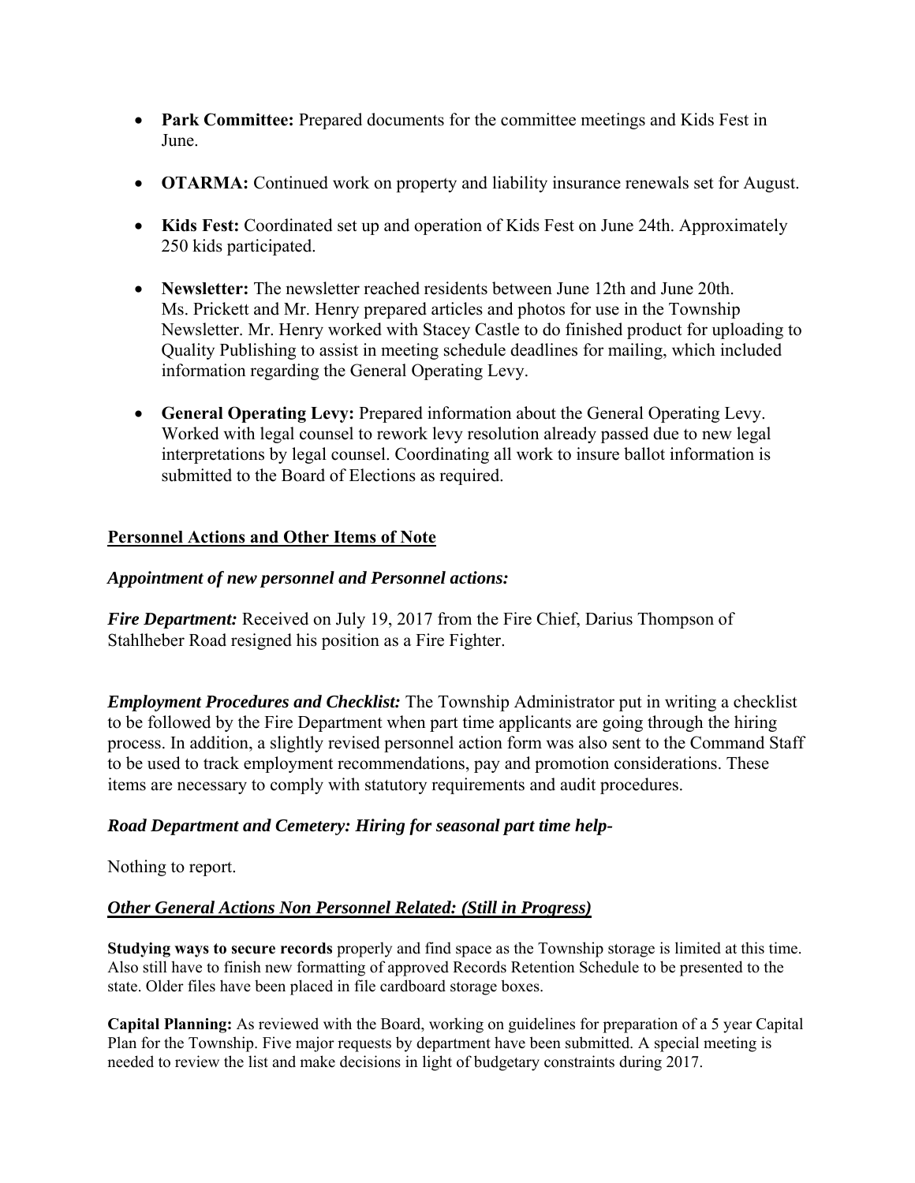- **Park Committee:** Prepared documents for the committee meetings and Kids Fest in June.

- **OTARMA:** Continued work on property and liability insurance renewals set for August.

- **Kids Fest:** Coordinated set up and operation of Kids Fest on June 24th. Approximately 250 kids participated.

- **Newsletter:** The newsletter reached residents between June 12th and June 20th. Ms. Prickett and Mr. Henry prepared articles and photos for use in the Township Newsletter. Mr. Henry worked with Stacey Castle to do finished product for uploading to Quality Publishing to assist in meeting schedule deadlines for mailing, which included information regarding the General Operating Levy.

- **General Operating Levy:** Prepared information about the General Operating Levy. Worked with legal counsel to rework levy resolution already passed due to new legal interpretations by legal counsel. Coordinating all work to insure ballot information is submitted to the Board of Elections as required.

## Personnel Actions and Other Items of Note

### *Appointment of new personnel and Personnel actions:*

***Fire Department:*** Received on July 19, 2017 from the Fire Chief, Darius Thompson of Stahlheber Road resigned his position as a Fire Fighter.

***Employment Procedures and Checklist:*** The Township Administrator put in writing a checklist to be followed by the Fire Department when part time applicants are going through the hiring process. In addition, a slightly revised personnel action form was also sent to the Command Staff to be used to track employment recommendations, pay and promotion considerations. These items are necessary to comply with statutory requirements and audit procedures.

### *Road Department and Cemetery: Hiring for seasonal part time help-*

Nothing to report.

### *Other General Actions Non Personnel Related: (Still in Progress)*

**Studying ways to secure records** properly and find space as the Township storage is limited at this time. Also still have to finish new formatting of approved Records Retention Schedule to be presented to the state. Older files have been placed in file cardboard storage boxes.

**Capital Planning:** As reviewed with the Board, working on guidelines for preparation of a 5 year Capital Plan for the Township. Five major requests by department have been submitted. A special meeting is needed to review the list and make decisions in light of budgetary constraints during 2017.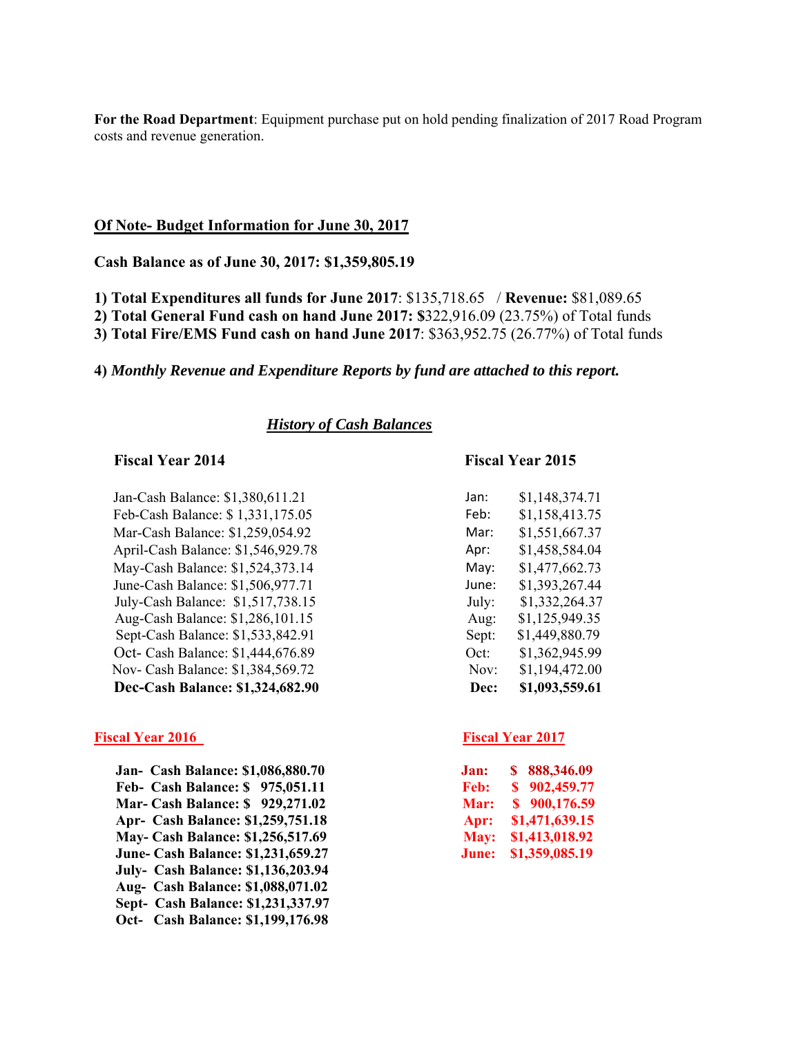**For the Road Department**: Equipment purchase put on hold pending finalization of 2017 Road Program costs and revenue generation.

## Of Note- Budget Information for June 30, 2017

**Cash Balance as of June 30, 2017: $1,359,805.19**

1) **Total Expenditures all funds for June 2017**: $135,718.65 / **Revenue:** $81,089.65
2) **Total General Fund cash on hand June 2017: $**322,916.09 (23.75%) of Total funds
3) **Total Fire/EMS Fund cash on hand June 2017**: $363,952.75 (26.77%) of Total funds

4) ***Monthly Revenue and Expenditure Reports by fund are attached to this report.***

### ***History of Cash Balances***

**Fiscal Year 2014**

Jan-Cash Balance: $1,380,611.21
Feb-Cash Balance: $ 1,331,175.05
Mar-Cash Balance: $1,259,054.92
April-Cash Balance: $1,546,929.78
May-Cash Balance: $1,524,373.14
June-Cash Balance: $1,506,977.71
July-Cash Balance: $1,517,738.15
Aug-Cash Balance: $1,286,101.15
Sept-Cash Balance: $1,533,842.91
Oct- Cash Balance: $1,444,676.89
Nov- Cash Balance: $1,384,569.72
**Dec-Cash Balance: $1,324,682.90**

**Fiscal Year 2015**

| | |
|---|---|
| Jan: | $1,148,374.71 |
| Feb: | $1,158,413.75 |
| Mar: | $1,551,667.37 |
| Apr: | $1,458,584.04 |
| May: | $1,477,662.73 |
| June: | $1,393,267.44 |
| July: | $1,332,264.37 |
| Aug: | $1,125,949.35 |
| Sept: | $1,449,880.79 |
| Oct: | $1,362,945.99 |
| Nov: | $1,194,472.00 |
| **Dec:** | **$1,093,559.61** |

**Fiscal Year 2016**

**Jan- Cash Balance: $1,086,880.70**
**Feb- Cash Balance: $ 975,051.11**
**Mar- Cash Balance: $ 929,271.02**
**Apr- Cash Balance: $1,259,751.18**
**May- Cash Balance: $1,256,517.69**
**June- Cash Balance: $1,231,659.27**
**July- Cash Balance: $1,136,203.94**
**Aug- Cash Balance: $1,088,071.02**
**Sept- Cash Balance: $1,231,337.97**
**Oct- Cash Balance: $1,199,176.98**

**Fiscal Year 2017**

| | |
|---|---|
| **Jan:** | **$ 888,346.09** |
| **Feb:** | **$ 902,459.77** |
| **Mar:** | **$ 900,176.59** |
| **Apr:** | **$1,471,639.15** |
| **May:** | **$1,413,018.92** |
| **June:** | **$1,359,085.19** |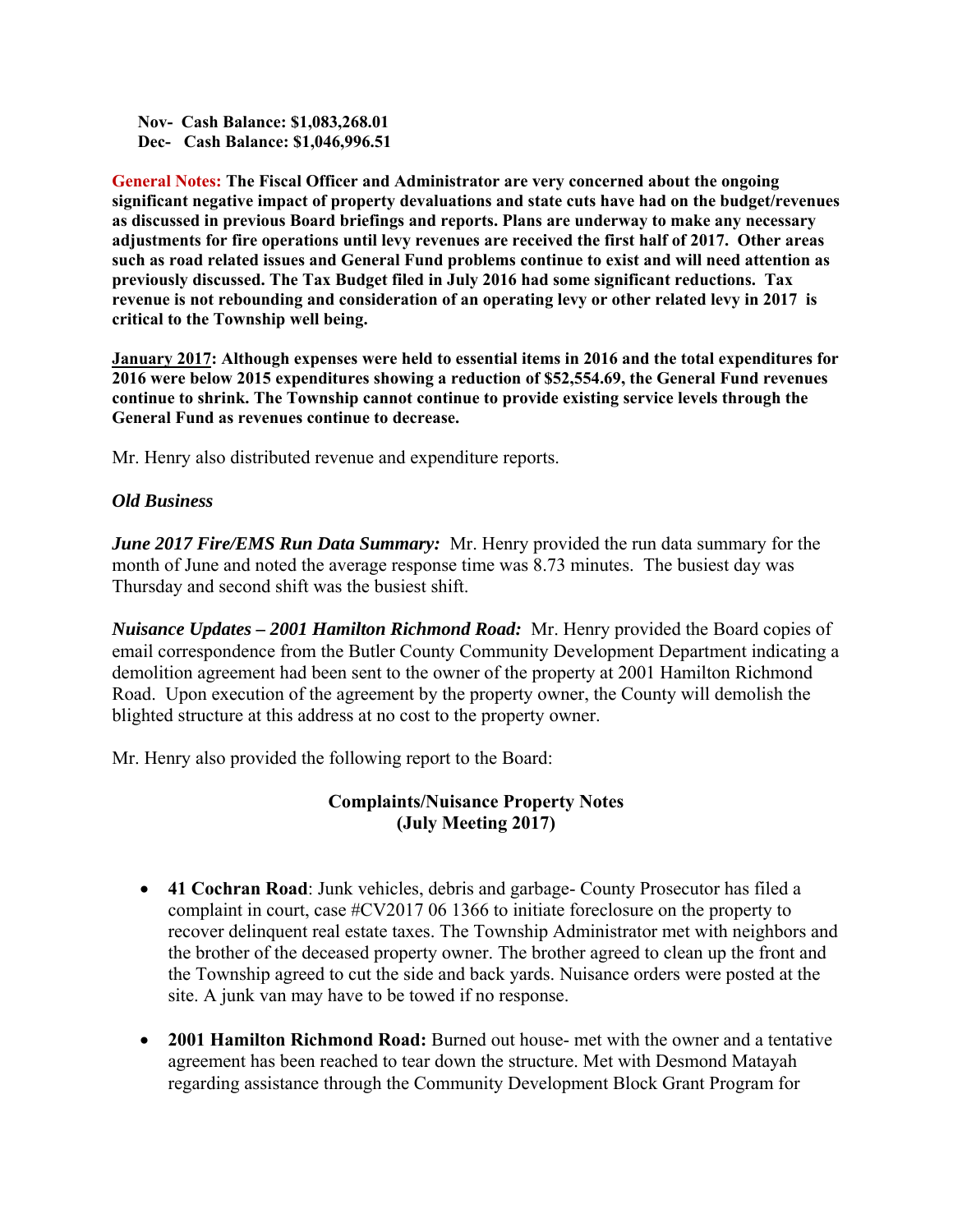**Nov- Cash Balance: $1,083,268.01**
**Dec- Cash Balance: $1,046,996.51**

**General Notes: The Fiscal Officer and Administrator are very concerned about the ongoing significant negative impact of property devaluations and state cuts have had on the budget/revenues as discussed in previous Board briefings and reports. Plans are underway to make any necessary adjustments for fire operations until levy revenues are received the first half of 2017. Other areas such as road related issues and General Fund problems continue to exist and will need attention as previously discussed. The Tax Budget filed in July 2016 had some significant reductions. Tax revenue is not rebounding and consideration of an operating levy or other related levy in 2017 is critical to the Township well being.**

**<u>January 2017</u>: Although expenses were held to essential items in 2016 and the total expenditures for 2016 were below 2015 expenditures showing a reduction of $52,554.69, the General Fund revenues continue to shrink. The Township cannot continue to provide existing service levels through the General Fund as revenues continue to decrease.**

Mr. Henry also distributed revenue and expenditure reports.

***Old Business***

***June 2017 Fire/EMS Run Data Summary:*** Mr. Henry provided the run data summary for the month of June and noted the average response time was 8.73 minutes. The busiest day was Thursday and second shift was the busiest shift.

***Nuisance Updates – 2001 Hamilton Richmond Road:*** Mr. Henry provided the Board copies of email correspondence from the Butler County Community Development Department indicating a demolition agreement had been sent to the owner of the property at 2001 Hamilton Richmond Road. Upon execution of the agreement by the property owner, the County will demolish the blighted structure at this address at no cost to the property owner.

Mr. Henry also provided the following report to the Board:

**Complaints/Nuisance Property Notes**
**(July Meeting 2017)**

- **41 Cochran Road**: Junk vehicles, debris and garbage- County Prosecutor has filed a complaint in court, case #CV2017 06 1366 to initiate foreclosure on the property to recover delinquent real estate taxes. The Township Administrator met with neighbors and the brother of the deceased property owner. The brother agreed to clean up the front and the Township agreed to cut the side and back yards. Nuisance orders were posted at the site. A junk van may have to be towed if no response.

- **2001 Hamilton Richmond Road:** Burned out house- met with the owner and a tentative agreement has been reached to tear down the structure. Met with Desmond Matayah regarding assistance through the Community Development Block Grant Program for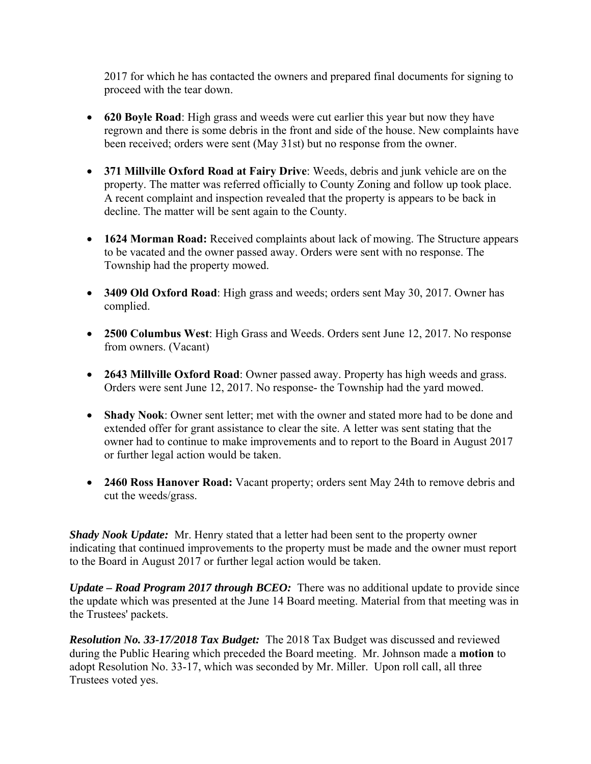2017 for which he has contacted the owners and prepared final documents for signing to proceed with the tear down.

- **620 Boyle Road**: High grass and weeds were cut earlier this year but now they have regrown and there is some debris in the front and side of the house. New complaints have been received; orders were sent (May 31st) but no response from the owner.

- **371 Millville Oxford Road at Fairy Drive**: Weeds, debris and junk vehicle are on the property. The matter was referred officially to County Zoning and follow up took place. A recent complaint and inspection revealed that the property is appears to be back in decline. The matter will be sent again to the County.

- **1624 Morman Road:** Received complaints about lack of mowing. The Structure appears to be vacated and the owner passed away. Orders were sent with no response. The Township had the property mowed.

- **3409 Old Oxford Road**: High grass and weeds; orders sent May 30, 2017. Owner has complied.

- **2500 Columbus West**: High Grass and Weeds. Orders sent June 12, 2017. No response from owners. (Vacant)

- **2643 Millville Oxford Road**: Owner passed away. Property has high weeds and grass. Orders were sent June 12, 2017. No response- the Township had the yard mowed.

- **Shady Nook**: Owner sent letter; met with the owner and stated more had to be done and extended offer for grant assistance to clear the site. A letter was sent stating that the owner had to continue to make improvements and to report to the Board in August 2017 or further legal action would be taken.

- **2460 Ross Hanover Road:** Vacant property; orders sent May 24th to remove debris and cut the weeds/grass.

***Shady Nook Update:*** Mr. Henry stated that a letter had been sent to the property owner indicating that continued improvements to the property must be made and the owner must report to the Board in August 2017 or further legal action would be taken.

***Update – Road Program 2017 through BCEO:*** There was no additional update to provide since the update which was presented at the June 14 Board meeting. Material from that meeting was in the Trustees' packets.

***Resolution No. 33-17/2018 Tax Budget:*** The 2018 Tax Budget was discussed and reviewed during the Public Hearing which preceded the Board meeting. Mr. Johnson made a **motion** to adopt Resolution No. 33-17, which was seconded by Mr. Miller. Upon roll call, all three Trustees voted yes.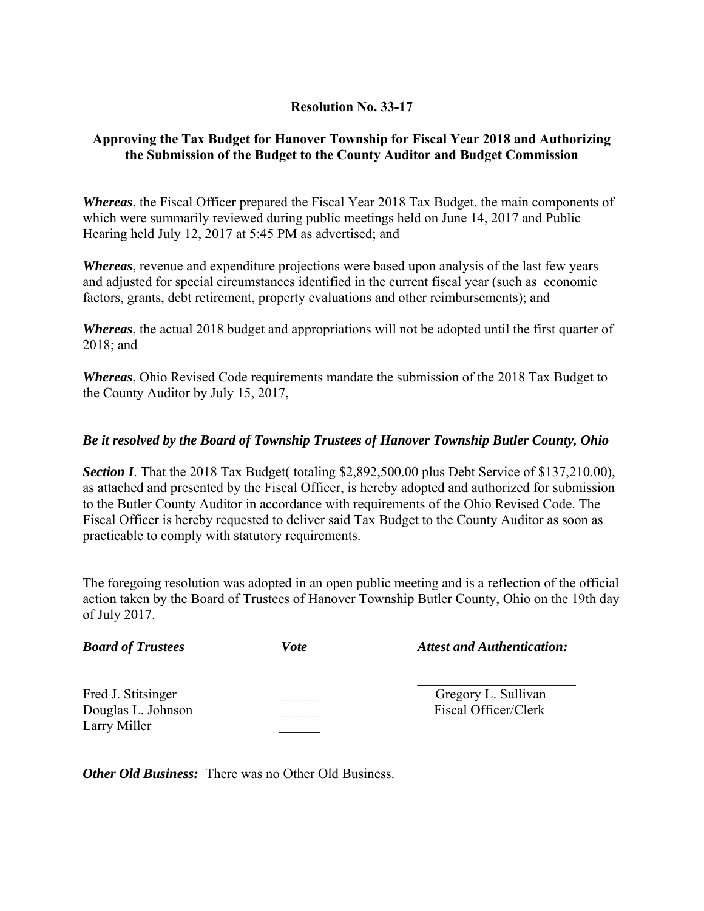**Resolution No. 33-17**

**Approving the Tax Budget for Hanover Township for Fiscal Year 2018 and Authorizing the Submission of the Budget to the County Auditor and Budget Commission**

***Whereas***, the Fiscal Officer prepared the Fiscal Year 2018 Tax Budget, the main components of which were summarily reviewed during public meetings held on June 14, 2017 and Public Hearing held July 12, 2017 at 5:45 PM as advertised; and

***Whereas***, revenue and expenditure projections were based upon analysis of the last few years and adjusted for special circumstances identified in the current fiscal year (such as economic factors, grants, debt retirement, property evaluations and other reimbursements); and

***Whereas***, the actual 2018 budget and appropriations will not be adopted until the first quarter of 2018; and

***Whereas***, Ohio Revised Code requirements mandate the submission of the 2018 Tax Budget to the County Auditor by July 15, 2017,

***Be it resolved by the Board of Township Trustees of Hanover Township Butler County, Ohio***

***Section I***. That the 2018 Tax Budget( totaling $2,892,500.00 plus Debt Service of $137,210.00), as attached and presented by the Fiscal Officer, is hereby adopted and authorized for submission to the Butler County Auditor in accordance with requirements of the Ohio Revised Code. The Fiscal Officer is hereby requested to deliver said Tax Budget to the County Auditor as soon as practicable to comply with statutory requirements.

The foregoing resolution was adopted in an open public meeting and is a reflection of the official action taken by the Board of Trustees of Hanover Township Butler County, Ohio on the 19th day of July 2017.

| ***Board of Trustees*** | ***Vote*** | ***Attest and Authentication:*** |
|---|---|---|
| Fred J. Stitsinger | ______ | Gregory L. Sullivan |
| Douglas L. Johnson | ______ | Fiscal Officer/Clerk |
| Larry Miller | ______ | |

***Other Old Business:*** There was no Other Old Business.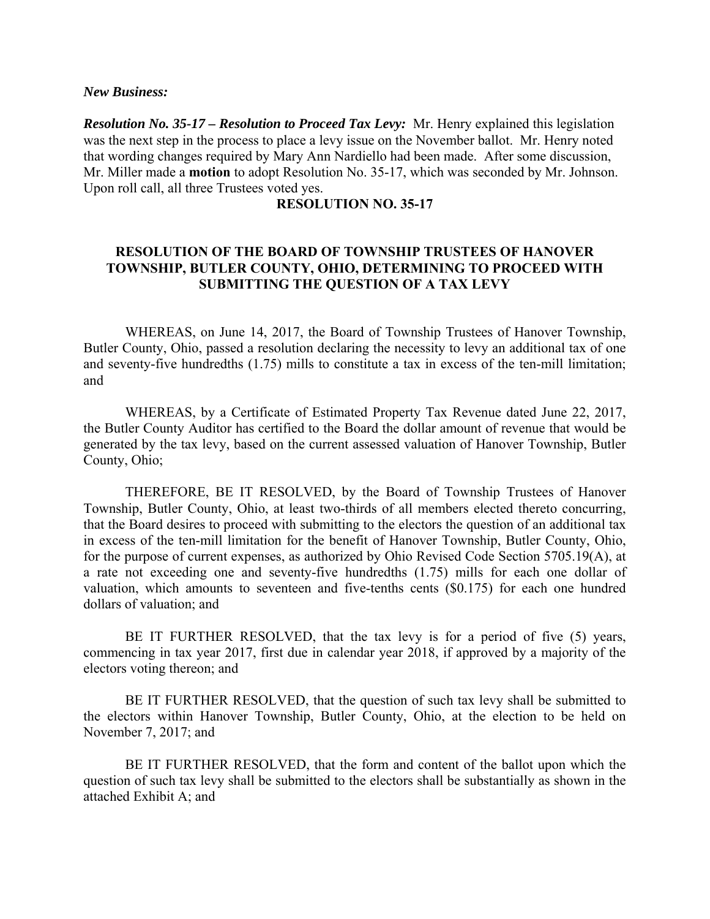***New Business:***

***Resolution No. 35-17 – Resolution to Proceed Tax Levy:*** Mr. Henry explained this legislation was the next step in the process to place a levy issue on the November ballot. Mr. Henry noted that wording changes required by Mary Ann Nardiello had been made. After some discussion, Mr. Miller made a **motion** to adopt Resolution No. 35-17, which was seconded by Mr. Johnson. Upon roll call, all three Trustees voted yes.

**RESOLUTION NO. 35-17**

**RESOLUTION OF THE BOARD OF TOWNSHIP TRUSTEES OF HANOVER TOWNSHIP, BUTLER COUNTY, OHIO, DETERMINING TO PROCEED WITH SUBMITTING THE QUESTION OF A TAX LEVY**

WHEREAS, on June 14, 2017, the Board of Township Trustees of Hanover Township, Butler County, Ohio, passed a resolution declaring the necessity to levy an additional tax of one and seventy-five hundredths (1.75) mills to constitute a tax in excess of the ten-mill limitation; and

WHEREAS, by a Certificate of Estimated Property Tax Revenue dated June 22, 2017, the Butler County Auditor has certified to the Board the dollar amount of revenue that would be generated by the tax levy, based on the current assessed valuation of Hanover Township, Butler County, Ohio;

THEREFORE, BE IT RESOLVED, by the Board of Township Trustees of Hanover Township, Butler County, Ohio, at least two-thirds of all members elected thereto concurring, that the Board desires to proceed with submitting to the electors the question of an additional tax in excess of the ten-mill limitation for the benefit of Hanover Township, Butler County, Ohio, for the purpose of current expenses, as authorized by Ohio Revised Code Section 5705.19(A), at a rate not exceeding one and seventy-five hundredths (1.75) mills for each one dollar of valuation, which amounts to seventeen and five-tenths cents ($0.175) for each one hundred dollars of valuation; and

BE IT FURTHER RESOLVED, that the tax levy is for a period of five (5) years, commencing in tax year 2017, first due in calendar year 2018, if approved by a majority of the electors voting thereon; and

BE IT FURTHER RESOLVED, that the question of such tax levy shall be submitted to the electors within Hanover Township, Butler County, Ohio, at the election to be held on November 7, 2017; and

BE IT FURTHER RESOLVED, that the form and content of the ballot upon which the question of such tax levy shall be submitted to the electors shall be substantially as shown in the attached Exhibit A; and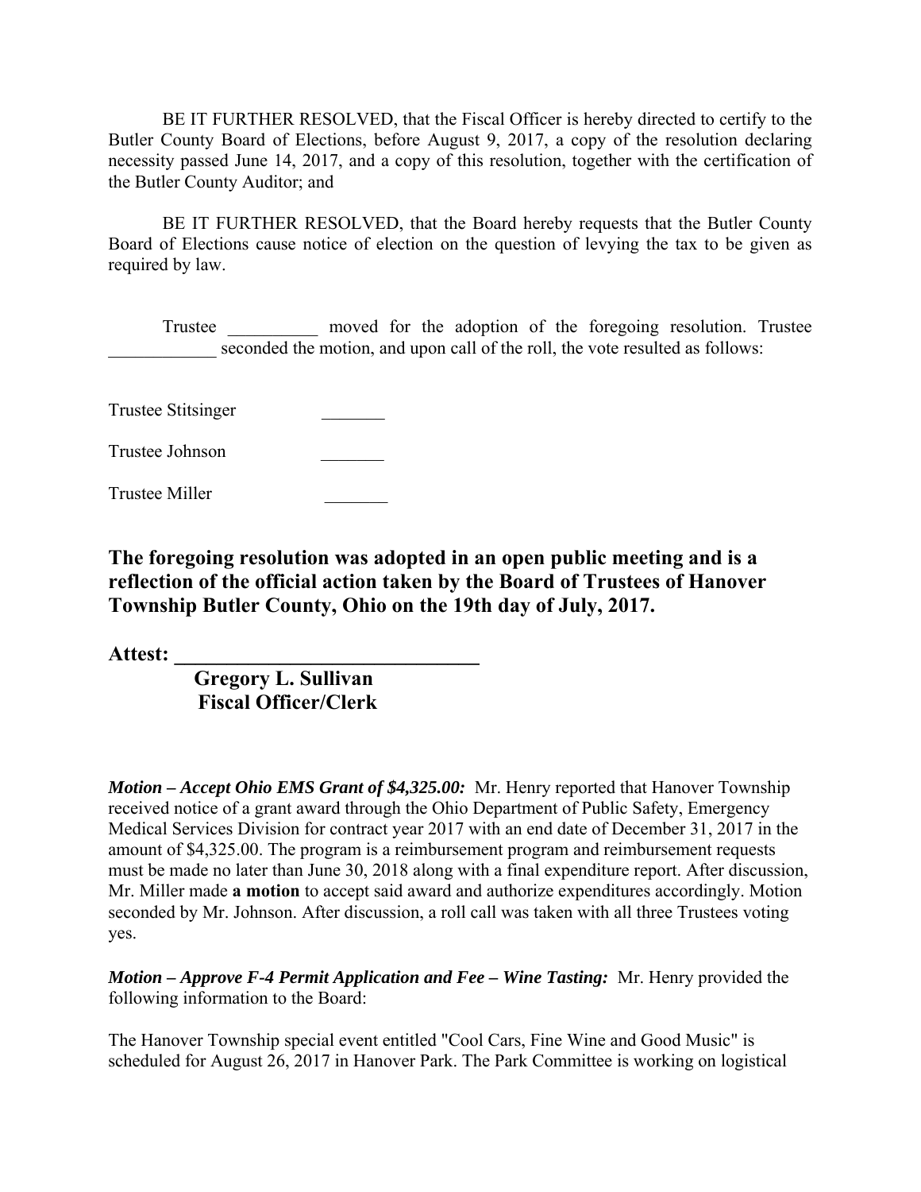BE IT FURTHER RESOLVED, that the Fiscal Officer is hereby directed to certify to the Butler County Board of Elections, before August 9, 2017, a copy of the resolution declaring necessity passed June 14, 2017, and a copy of this resolution, together with the certification of the Butler County Auditor; and

BE IT FURTHER RESOLVED, that the Board hereby requests that the Butler County Board of Elections cause notice of election on the question of levying the tax to be given as required by law.

Trustee __________ moved for the adoption of the foregoing resolution. Trustee ____________ seconded the motion, and upon call of the roll, the vote resulted as follows:

Trustee Stitsinger _______

Trustee Johnson _______

Trustee Miller _______

**The foregoing resolution was adopted in an open public meeting and is a reflection of the official action taken by the Board of Trustees of Hanover Township Butler County, Ohio on the 19th day of July, 2017.**

**Attest: ______________________________**
**Gregory L. Sullivan**
**Fiscal Officer/Clerk**

***Motion – Accept Ohio EMS Grant of $4,325.00:*** Mr. Henry reported that Hanover Township received notice of a grant award through the Ohio Department of Public Safety, Emergency Medical Services Division for contract year 2017 with an end date of December 31, 2017 in the amount of $4,325.00. The program is a reimbursement program and reimbursement requests must be made no later than June 30, 2018 along with a final expenditure report. After discussion, Mr. Miller made **a motion** to accept said award and authorize expenditures accordingly. Motion seconded by Mr. Johnson. After discussion, a roll call was taken with all three Trustees voting yes.

***Motion – Approve F-4 Permit Application and Fee – Wine Tasting:*** Mr. Henry provided the following information to the Board:

The Hanover Township special event entitled "Cool Cars, Fine Wine and Good Music" is scheduled for August 26, 2017 in Hanover Park. The Park Committee is working on logistical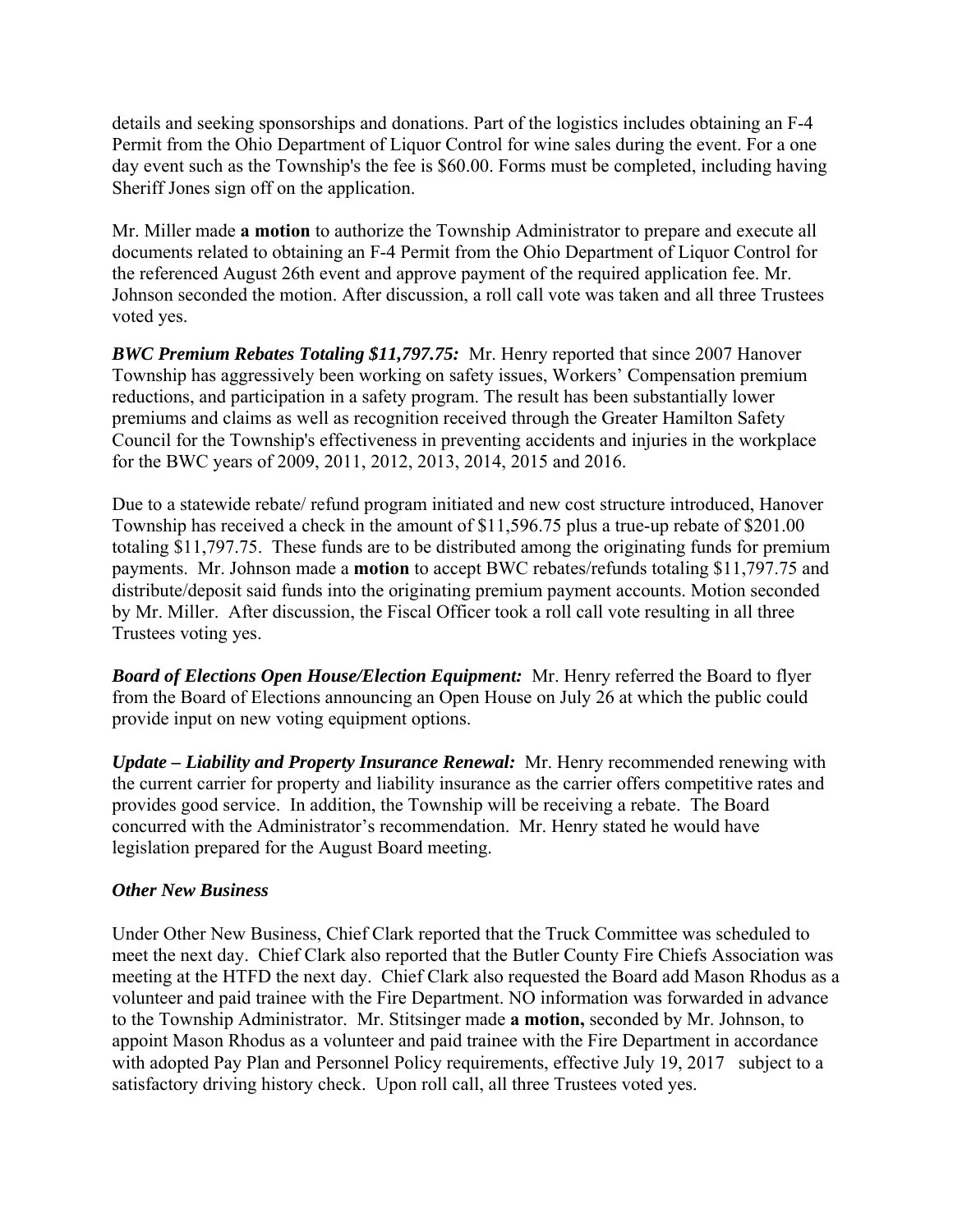details and seeking sponsorships and donations. Part of the logistics includes obtaining an F-4 Permit from the Ohio Department of Liquor Control for wine sales during the event. For a one day event such as the Township's the fee is $60.00. Forms must be completed, including having Sheriff Jones sign off on the application.

Mr. Miller made **a motion** to authorize the Township Administrator to prepare and execute all documents related to obtaining an F-4 Permit from the Ohio Department of Liquor Control for the referenced August 26th event and approve payment of the required application fee. Mr. Johnson seconded the motion. After discussion, a roll call vote was taken and all three Trustees voted yes.

***BWC Premium Rebates Totaling $11,797.75:*** Mr. Henry reported that since 2007 Hanover Township has aggressively been working on safety issues, Workers' Compensation premium reductions, and participation in a safety program. The result has been substantially lower premiums and claims as well as recognition received through the Greater Hamilton Safety Council for the Township's effectiveness in preventing accidents and injuries in the workplace for the BWC years of 2009, 2011, 2012, 2013, 2014, 2015 and 2016.

Due to a statewide rebate/ refund program initiated and new cost structure introduced, Hanover Township has received a check in the amount of $11,596.75 plus a true-up rebate of $201.00 totaling $11,797.75. These funds are to be distributed among the originating funds for premium payments. Mr. Johnson made a **motion** to accept BWC rebates/refunds totaling $11,797.75 and distribute/deposit said funds into the originating premium payment accounts. Motion seconded by Mr. Miller. After discussion, the Fiscal Officer took a roll call vote resulting in all three Trustees voting yes.

***Board of Elections Open House/Election Equipment:*** Mr. Henry referred the Board to flyer from the Board of Elections announcing an Open House on July 26 at which the public could provide input on new voting equipment options.

***Update – Liability and Property Insurance Renewal:*** Mr. Henry recommended renewing with the current carrier for property and liability insurance as the carrier offers competitive rates and provides good service. In addition, the Township will be receiving a rebate. The Board concurred with the Administrator's recommendation. Mr. Henry stated he would have legislation prepared for the August Board meeting.

***Other New Business***

Under Other New Business, Chief Clark reported that the Truck Committee was scheduled to meet the next day. Chief Clark also reported that the Butler County Fire Chiefs Association was meeting at the HTFD the next day. Chief Clark also requested the Board add Mason Rhodus as a volunteer and paid trainee with the Fire Department. NO information was forwarded in advance to the Township Administrator. Mr. Stitsinger made **a motion,** seconded by Mr. Johnson, to appoint Mason Rhodus as a volunteer and paid trainee with the Fire Department in accordance with adopted Pay Plan and Personnel Policy requirements, effective July 19, 2017 subject to a satisfactory driving history check. Upon roll call, all three Trustees voted yes.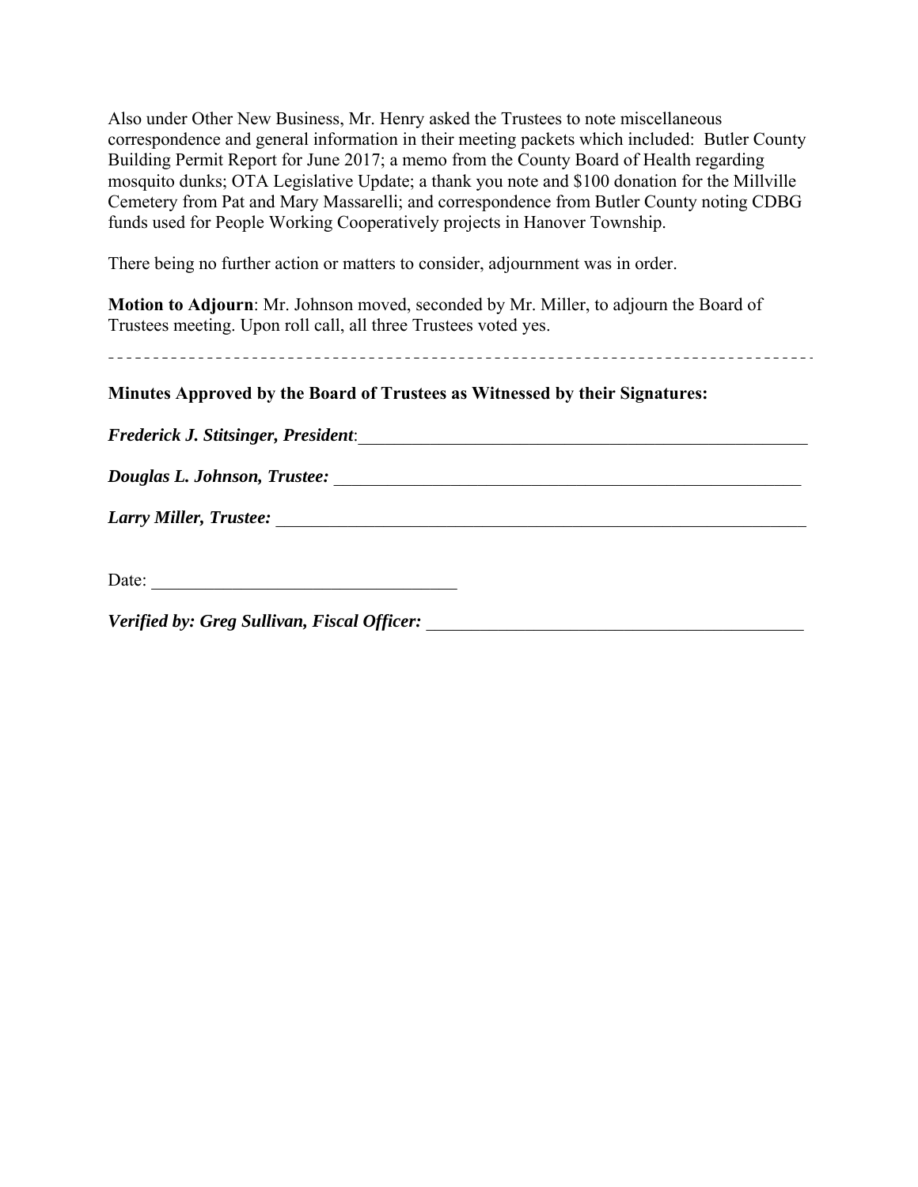Also under Other New Business, Mr. Henry asked the Trustees to note miscellaneous correspondence and general information in their meeting packets which included: Butler County Building Permit Report for June 2017; a memo from the County Board of Health regarding mosquito dunks; OTA Legislative Update; a thank you note and $100 donation for the Millville Cemetery from Pat and Mary Massarelli; and correspondence from Butler County noting CDBG funds used for People Working Cooperatively projects in Hanover Township.

There being no further action or matters to consider, adjournment was in order.

**Motion to Adjourn**: Mr. Johnson moved, seconded by Mr. Miller, to adjourn the Board of Trustees meeting. Upon roll call, all three Trustees voted yes.

---

**Minutes Approved by the Board of Trustees as Witnessed by their Signatures:**

***Frederick J. Stitsinger, President***:_____________________________________________________

***Douglas L. Johnson, Trustee:*** ______________________________________________________

***Larry Miller, Trustee:*** _____________________________________________________________

Date: __________________________________

***Verified by: Greg Sullivan, Fiscal Officer:*** ___________________________________________